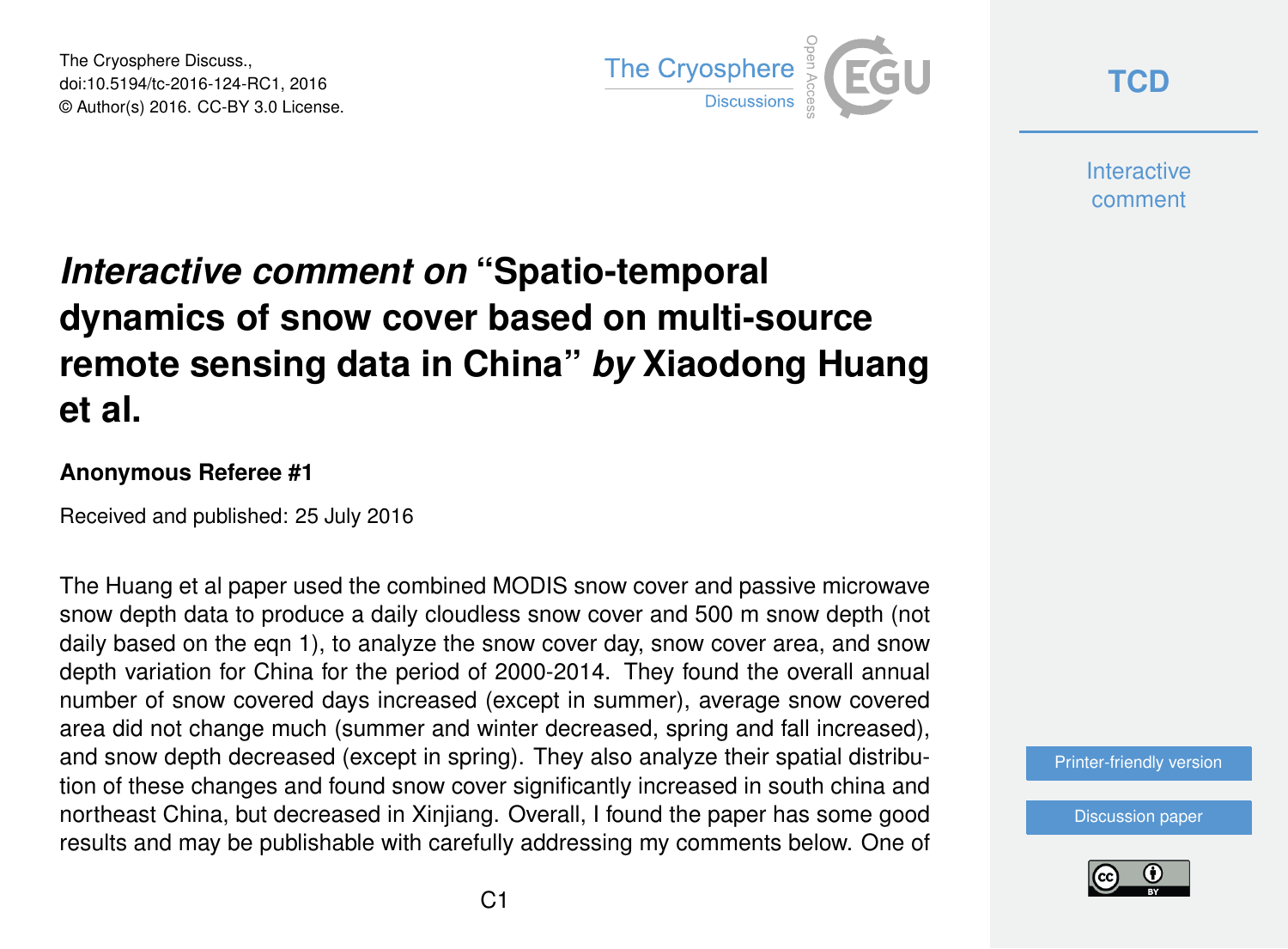# *Interactive comment on* "Spatio-temporal dynamics of snow cover based on multi-source remote sensing data in China" *by* Xiaodong Huang et al.

**Anonymous Referee #1**

Received and published: 25 July 2016

The Huang et al paper used the combined MODIS snow cover and passive microwave snow depth data to produce a daily cloudless snow cover and 500 m snow depth (not daily based on the eqn 1), to analyze the snow cover day, snow cover area, and snow depth variation for China for the period of 2000-2014. They found the overall annual number of snow covered days increased (except in summer), average snow covered area did not change much (summer and winter decreased, spring and fall increased), and snow depth decreased (except in spring). They also analyze their spatial distribution of these changes and found snow cover significantly increased in south china and northeast China, but decreased in Xinjiang. Overall, I found the paper has some good results and may be publishable with carefully addressing my comments below. One of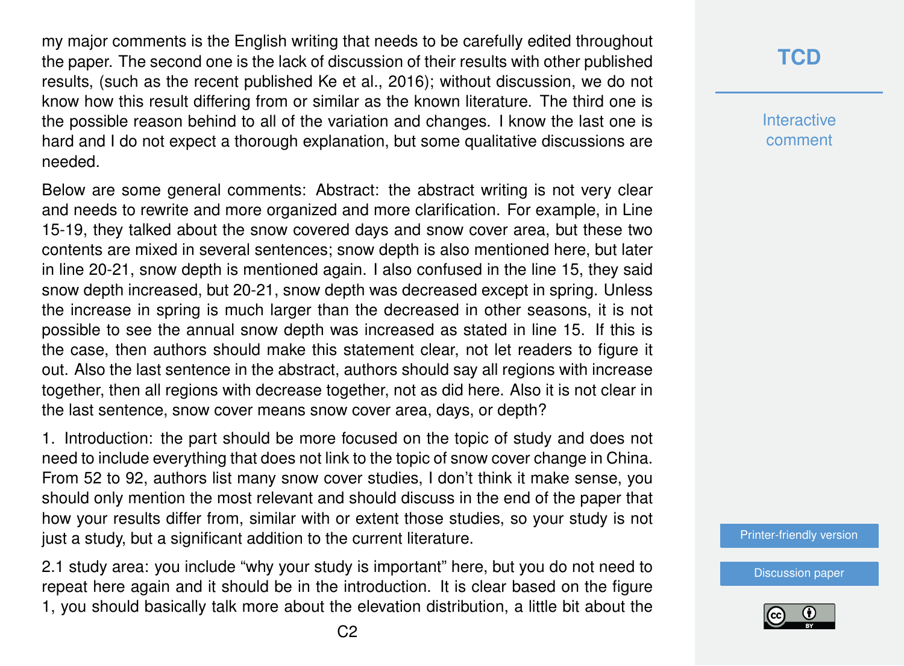my major comments is the English writing that needs to be carefully edited throughout the paper. The second one is the lack of discussion of their results with other published results, (such as the recent published Ke et al., 2016); without discussion, we do not know how this result differing from or similar as the known literature. The third one is the possible reason behind to all of the variation and changes. I know the last one is hard and I do not expect a thorough explanation, but some qualitative discussions are needed.

Below are some general comments: Abstract: the abstract writing is not very clear and needs to rewrite and more organized and more clarification. For example, in Line 15-19, they talked about the snow covered days and snow cover area, but these two contents are mixed in several sentences; snow depth is also mentioned here, but later in line 20-21, snow depth is mentioned again. I also confused in the line 15, they said snow depth increased, but 20-21, snow depth was decreased except in spring. Unless the increase in spring is much larger than the decreased in other seasons, it is not possible to see the annual snow depth was increased as stated in line 15. If this is the case, then authors should make this statement clear, not let readers to figure it out. Also the last sentence in the abstract, authors should say all regions with increase together, then all regions with decrease together, not as did here. Also it is not clear in the last sentence, snow cover means snow cover area, days, or depth?

1. Introduction: the part should be more focused on the topic of study and does not need to include everything that does not link to the topic of snow cover change in China. From 52 to 92, authors list many snow cover studies, I don't think it make sense, you should only mention the most relevant and should discuss in the end of the paper that how your results differ from, similar with or extent those studies, so your study is not just a study, but a significant addition to the current literature.

2.1 study area: you include "why your study is important" here, but you do not need to repeat here again and it should be in the introduction. It is clear based on the figure 1, you should basically talk more about the elevation distribution, a little bit about the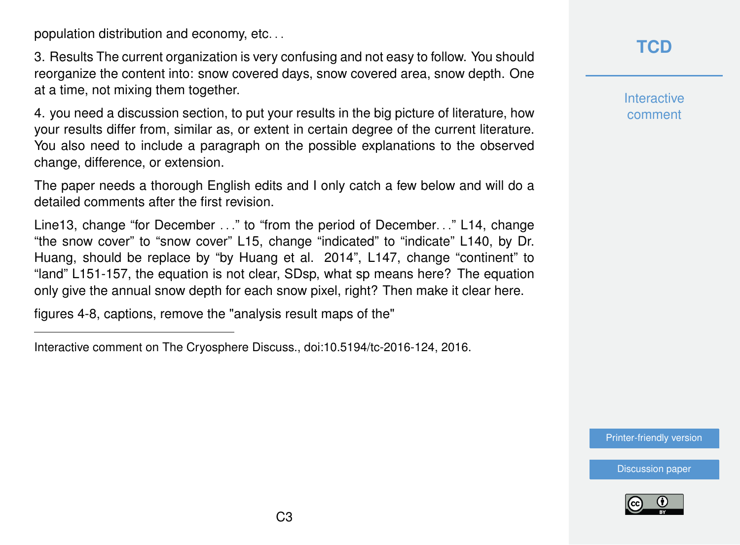population distribution and economy, etc. . .

3. Results The current organization is very confusing and not easy to follow. You should reorganize the content into: snow covered days, snow covered area, snow depth. One at a time, not mixing them together.

4. you need a discussion section, to put your results in the big picture of literature, how your results differ from, similar as, or extent in certain degree of the current literature. You also need to include a paragraph on the possible explanations to the observed change, difference, or extension.

The paper needs a thorough English edits and I only catch a few below and will do a detailed comments after the first revision.

Line13, change "for December . . ." to "from the period of December. . ." L14, change "the snow cover" to "snow cover" L15, change "indicated" to "indicate" L140, by Dr. Huang, should be replace by "by Huang et al. 2014", L147, change "continent" to "land" L151-157, the equation is not clear, SDsp, what sp means here? The equation only give the annual snow depth for each snow pixel, right? Then make it clear here.

figures 4-8, captions, remove the "analysis result maps of the"

---

Interactive comment on The Cryosphere Discuss., doi:10.5194/tc-2016-124, 2016.